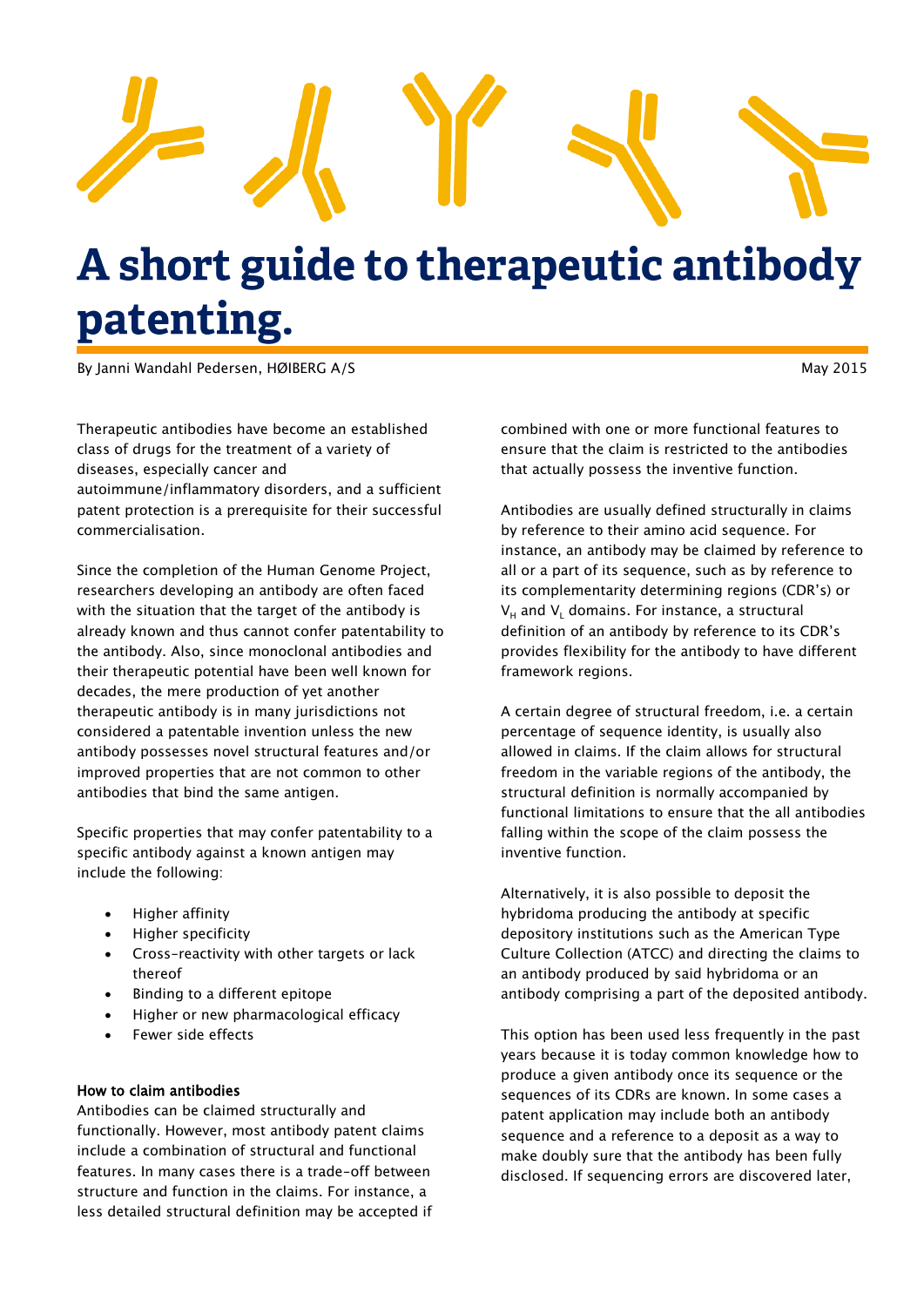# A short guide to therapeutic antibody patenting.

By Janni Wandahl Pedersen, HØIBERG A/S

May 2015

Therapeutic antibodies have become an established class of drugs for the treatment of a variety of diseases, especially cancer and autoimmune/inflammatory disorders, and a sufficient patent protection is a prerequisite for their successful commercialisation.

Since the completion of the Human Genome Project, researchers developing an antibody are often faced with the situation that the target of the antibody is already known and thus cannot confer patentability to the antibody. Also, since monoclonal antibodies and their therapeutic potential have been well known for decades, the mere production of yet another therapeutic antibody is in many jurisdictions not considered a patentable invention unless the new antibody possesses novel structural features and/or improved properties that are not common to other antibodies that bind the same antigen.

Specific properties that may confer patentability to a specific antibody against a known antigen may include the following:

- Higher affinity
- Higher specificity
- Cross-reactivity with other targets or lack thereof
- Binding to a different epitope
- Higher or new pharmacological efficacy
- Fewer side effects

### How to claim antibodies

Antibodies can be claimed structurally and functionally. However, most antibody patent claims include a combination of structural and functional features. In many cases there is a trade-off between structure and function in the claims. For instance, a less detailed structural definition may be accepted if combined with one or more functional features to ensure that the claim is restricted to the antibodies that actually possess the inventive function.

Antibodies are usually defined structurally in claims by reference to their amino acid sequence. For instance, an antibody may be claimed by reference to all or a part of its sequence, such as by reference to its complementarity determining regions (CDR's) or $V_H$ and $V_L$ domains. For instance, a structural definition of an antibody by reference to its CDR's provides flexibility for the antibody to have different framework regions.

A certain degree of structural freedom, i.e. a certain percentage of sequence identity, is usually also allowed in claims. If the claim allows for structural freedom in the variable regions of the antibody, the structural definition is normally accompanied by functional limitations to ensure that the all antibodies falling within the scope of the claim possess the inventive function.

Alternatively, it is also possible to deposit the hybridoma producing the antibody at specific depository institutions such as the American Type Culture Collection (ATCC) and directing the claims to an antibody produced by said hybridoma or an antibody comprising a part of the deposited antibody.

This option has been used less frequently in the past years because it is today common knowledge how to produce a given antibody once its sequence or the sequences of its CDRs are known. In some cases a patent application may include both an antibody sequence and a reference to a deposit as a way to make doubly sure that the antibody has been fully disclosed. If sequencing errors are discovered later,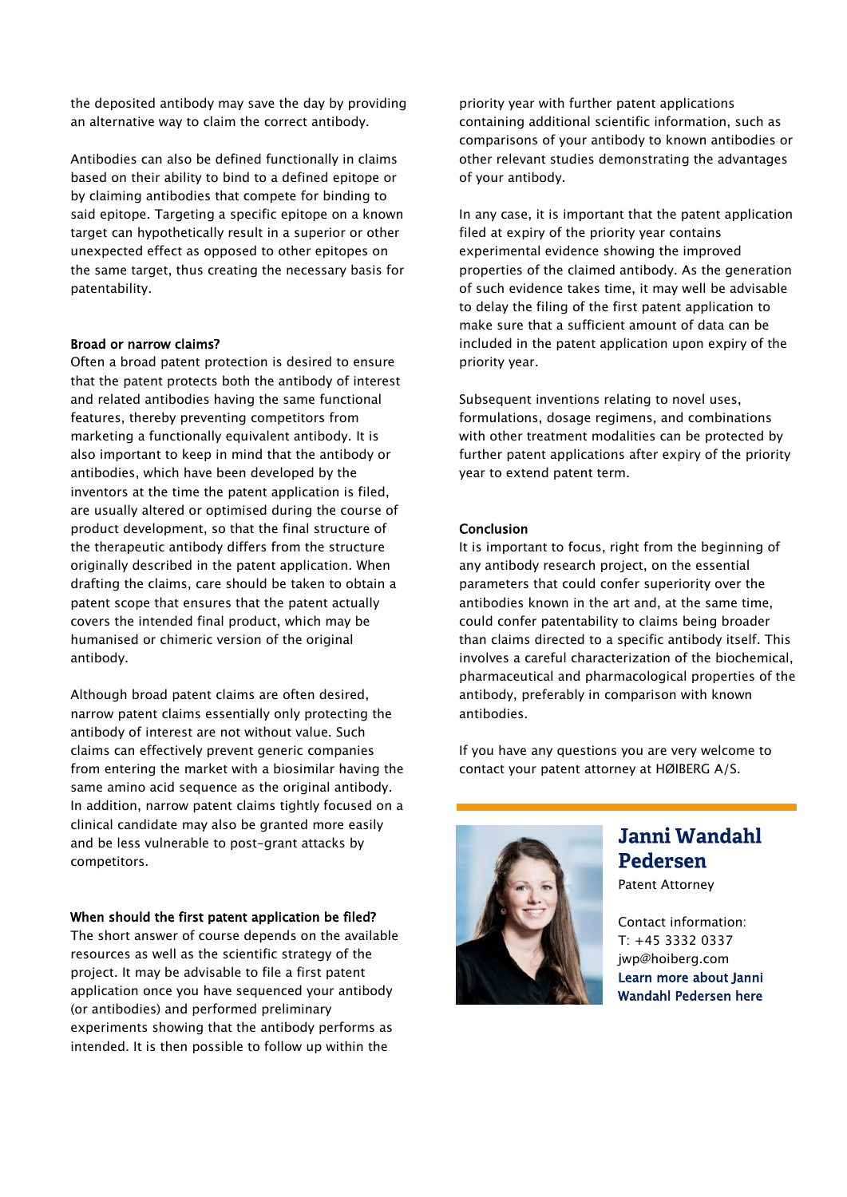the deposited antibody may save the day by providing an alternative way to claim the correct antibody.

Antibodies can also be defined functionally in claims based on their ability to bind to a defined epitope or by claiming antibodies that compete for binding to said epitope. Targeting a specific epitope on a known target can hypothetically result in a superior or other unexpected effect as opposed to other epitopes on the same target, thus creating the necessary basis for patentability.

**Broad or narrow claims?**

Often a broad patent protection is desired to ensure that the patent protects both the antibody of interest and related antibodies having the same functional features, thereby preventing competitors from marketing a functionally equivalent antibody. It is also important to keep in mind that the antibody or antibodies, which have been developed by the inventors at the time the patent application is filed, are usually altered or optimised during the course of product development, so that the final structure of the therapeutic antibody differs from the structure originally described in the patent application. When drafting the claims, care should be taken to obtain a patent scope that ensures that the patent actually covers the intended final product, which may be humanised or chimeric version of the original antibody.

Although broad patent claims are often desired, narrow patent claims essentially only protecting the antibody of interest are not without value. Such claims can effectively prevent generic companies from entering the market with a biosimilar having the same amino acid sequence as the original antibody. In addition, narrow patent claims tightly focused on a clinical candidate may also be granted more easily and be less vulnerable to post-grant attacks by competitors.

**When should the first patent application be filed?**

The short answer of course depends on the available resources as well as the scientific strategy of the project. It may be advisable to file a first patent application once you have sequenced your antibody (or antibodies) and performed preliminary experiments showing that the antibody performs as intended. It is then possible to follow up within the priority year with further patent applications containing additional scientific information, such as comparisons of your antibody to known antibodies or other relevant studies demonstrating the advantages of your antibody.

In any case, it is important that the patent application filed at expiry of the priority year contains experimental evidence showing the improved properties of the claimed antibody. As the generation of such evidence takes time, it may well be advisable to delay the filing of the first patent application to make sure that a sufficient amount of data can be included in the patent application upon expiry of the priority year.

Subsequent inventions relating to novel uses, formulations, dosage regimens, and combinations with other treatment modalities can be protected by further patent applications after expiry of the priority year to extend patent term.

**Conclusion**

It is important to focus, right from the beginning of any antibody research project, on the essential parameters that could confer superiority over the antibodies known in the art and, at the same time, could confer patentability to claims being broader than claims directed to a specific antibody itself. This involves a careful characterization of the biochemical, pharmaceutical and pharmacological properties of the antibody, preferably in comparison with known antibodies.

If you have any questions you are very welcome to contact your patent attorney at HØIBERG A/S.

## Janni Wandahl Pedersen

Patent Attorney

Contact information:
T: +45 3332 0337
jwp@hoiberg.com
Learn more about Janni Wandahl Pedersen here